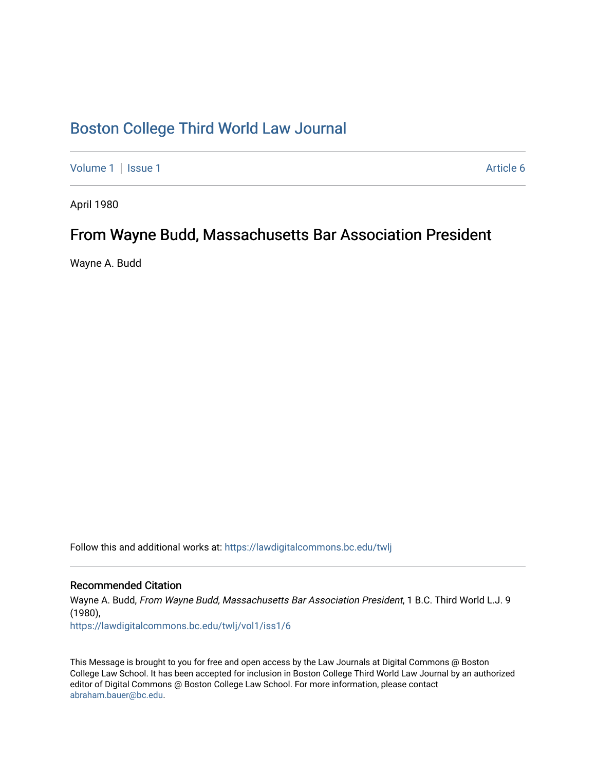# Boston College Third World Law Journal

Volume 1 | Issue 1 Article 6

April 1980

## From Wayne Budd, Massachusetts Bar Association President

Wayne A. Budd

Follow this and additional works at: https://lawdigitalcommons.bc.edu/twlj

### Recommended Citation

Wayne A. Budd, *From Wayne Budd, Massachusetts Bar Association President*, 1 B.C. Third World L.J. 9 (1980), https://lawdigitalcommons.bc.edu/twlj/vol1/iss1/6

This Message is brought to you for free and open access by the Law Journals at Digital Commons @ Boston College Law School. It has been accepted for inclusion in Boston College Third World Law Journal by an authorized editor of Digital Commons @ Boston College Law School. For more information, please contact abraham.bauer@bc.edu.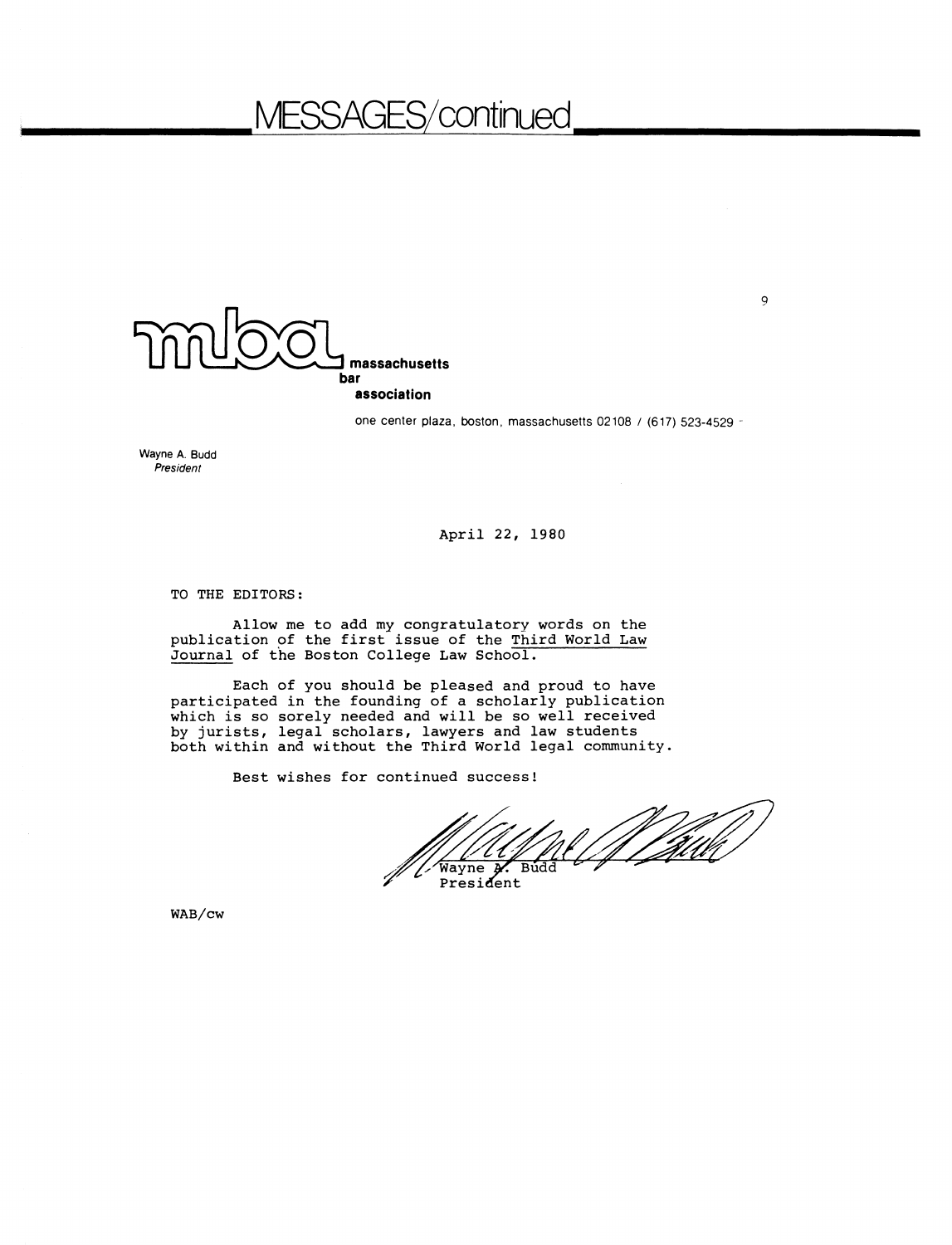# MESSAGES/continued

**mba** **massachusetts bar association**

one center plaza, boston, massachusetts 02108 / (617) 523-4529

Wayne A. Budd
*President*

April 22, 1980

TO THE EDITORS:

Allow me to add my congratulatory words on the publication of the first issue of the Third World Law Journal of the Boston College Law School.

Each of you should be pleased and proud to have participated in the founding of a scholarly publication which is so sorely needed and will be so well received by jurists, legal scholars, lawyers and law students both within and without the Third World legal community.

Best wishes for continued success!

Wayne A. Budd
President

WAB/cw